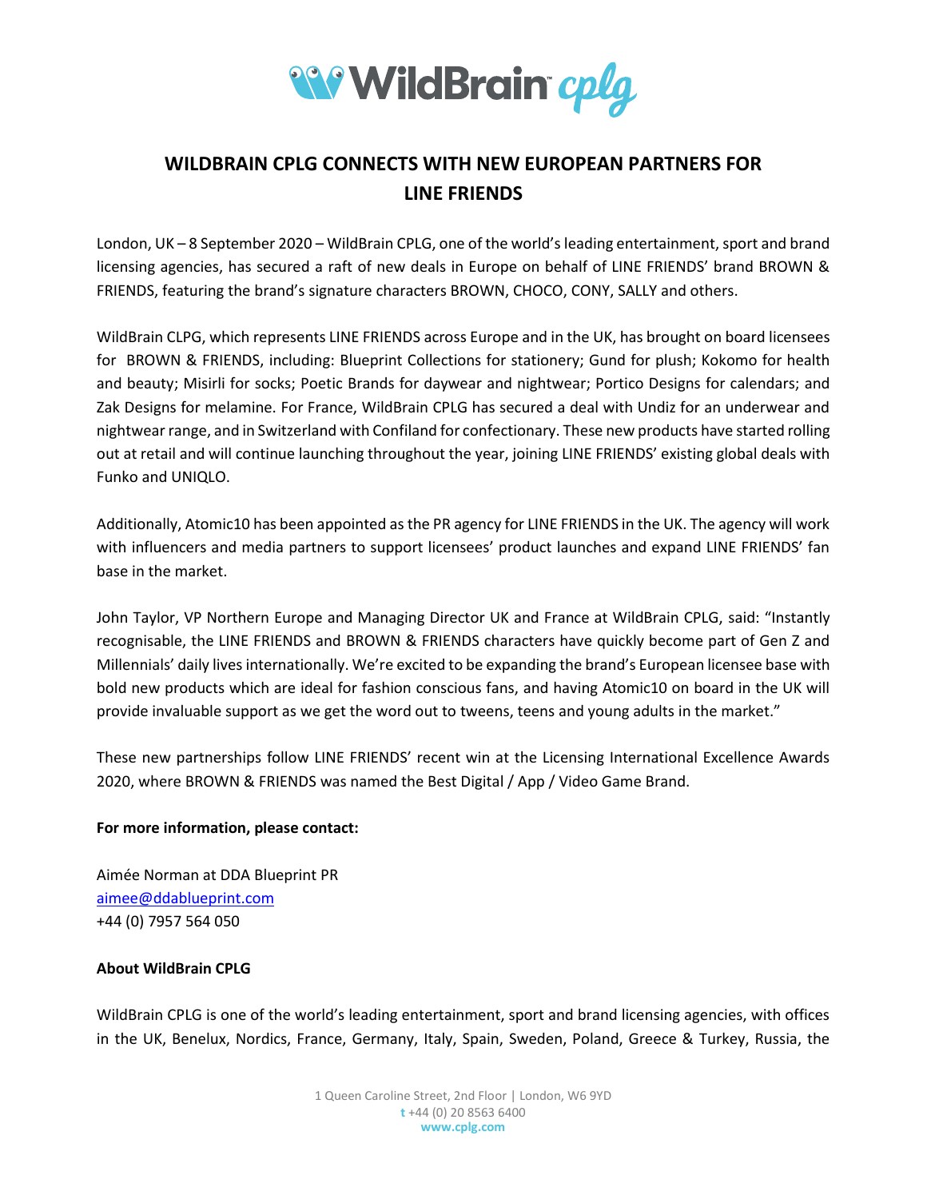# WILDBRAIN CPLG CONNECTS WITH NEW EUROPEAN PARTNERS FOR LINE FRIENDS

London, UK – 8 September 2020 – WildBrain CPLG, one of the world's leading entertainment, sport and brand licensing agencies, has secured a raft of new deals in Europe on behalf of LINE FRIENDS' brand BROWN & FRIENDS, featuring the brand's signature characters BROWN, CHOCO, CONY, SALLY and others.

WildBrain CLPG, which represents LINE FRIENDS across Europe and in the UK, has brought on board licensees for BROWN & FRIENDS, including: Blueprint Collections for stationery; Gund for plush; Kokomo for health and beauty; Misirli for socks; Poetic Brands for daywear and nightwear; Portico Designs for calendars; and Zak Designs for melamine. For France, WildBrain CPLG has secured a deal with Undiz for an underwear and nightwear range, and in Switzerland with Confiland for confectionary. These new products have started rolling out at retail and will continue launching throughout the year, joining LINE FRIENDS' existing global deals with Funko and UNIQLO.

Additionally, Atomic10 has been appointed as the PR agency for LINE FRIENDS in the UK. The agency will work with influencers and media partners to support licensees' product launches and expand LINE FRIENDS' fan base in the market.

John Taylor, VP Northern Europe and Managing Director UK and France at WildBrain CPLG, said: "Instantly recognisable, the LINE FRIENDS and BROWN & FRIENDS characters have quickly become part of Gen Z and Millennials' daily lives internationally. We're excited to be expanding the brand's European licensee base with bold new products which are ideal for fashion conscious fans, and having Atomic10 on board in the UK will provide invaluable support as we get the word out to tweens, teens and young adults in the market."

These new partnerships follow LINE FRIENDS' recent win at the Licensing International Excellence Awards 2020, where BROWN & FRIENDS was named the Best Digital / App / Video Game Brand.

**For more information, please contact:**

Aimée Norman at DDA Blueprint PR
aimee@ddablueprint.com
+44 (0) 7957 564 050

**About WildBrain CPLG**

WildBrain CPLG is one of the world's leading entertainment, sport and brand licensing agencies, with offices in the UK, Benelux, Nordics, France, Germany, Italy, Spain, Sweden, Poland, Greece & Turkey, Russia, the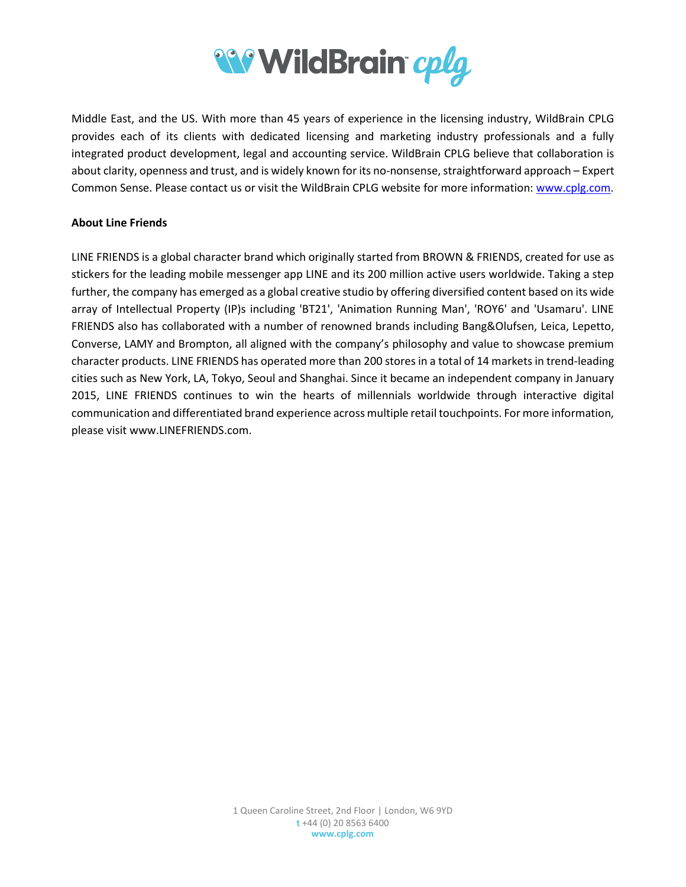Middle East, and the US. With more than 45 years of experience in the licensing industry, WildBrain CPLG provides each of its clients with dedicated licensing and marketing industry professionals and a fully integrated product development, legal and accounting service. WildBrain CPLG believe that collaboration is about clarity, openness and trust, and is widely known for its no-nonsense, straightforward approach – Expert Common Sense. Please contact us or visit the WildBrain CPLG website for more information: [www.cplg.com](http://www.cplg.com).

**About Line Friends**

LINE FRIENDS is a global character brand which originally started from BROWN & FRIENDS, created for use as stickers for the leading mobile messenger app LINE and its 200 million active users worldwide. Taking a step further, the company has emerged as a global creative studio by offering diversified content based on its wide array of Intellectual Property (IP)s including 'BT21', 'Animation Running Man', 'ROY6' and 'Usamaru'. LINE FRIENDS also has collaborated with a number of renowned brands including Bang&Olufsen, Leica, Lepetto, Converse, LAMY and Brompton, all aligned with the company's philosophy and value to showcase premium character products. LINE FRIENDS has operated more than 200 stores in a total of 14 markets in trend-leading cities such as New York, LA, Tokyo, Seoul and Shanghai. Since it became an independent company in January 2015, LINE FRIENDS continues to win the hearts of millennials worldwide through interactive digital communication and differentiated brand experience across multiple retail touchpoints. For more information, please visit www.LINEFRIENDS.com.